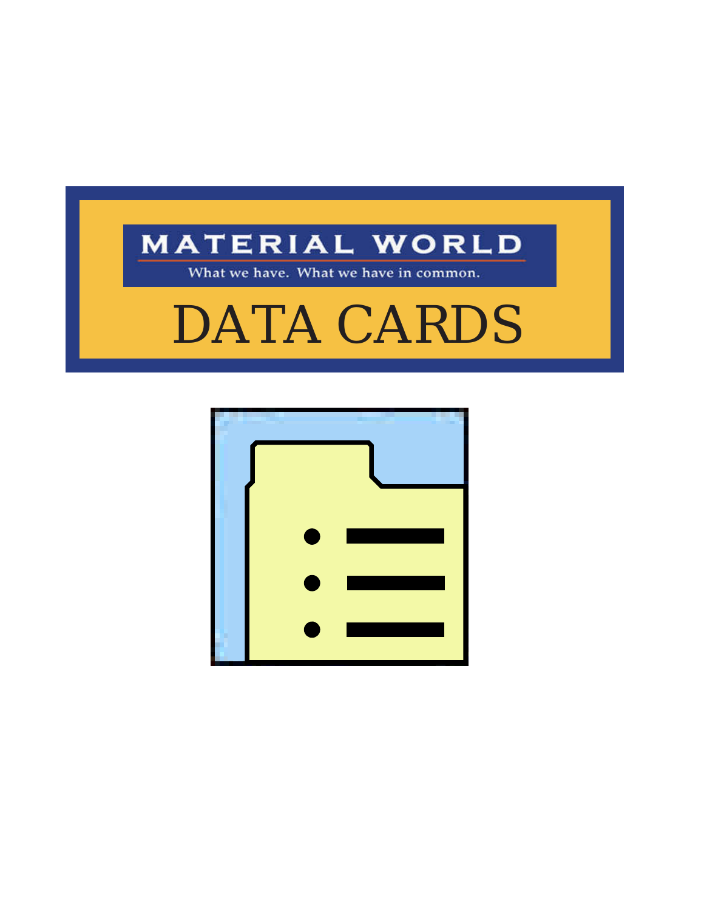# MATERIAL WORLD

What we have. What we have in common.

# DATA CARDS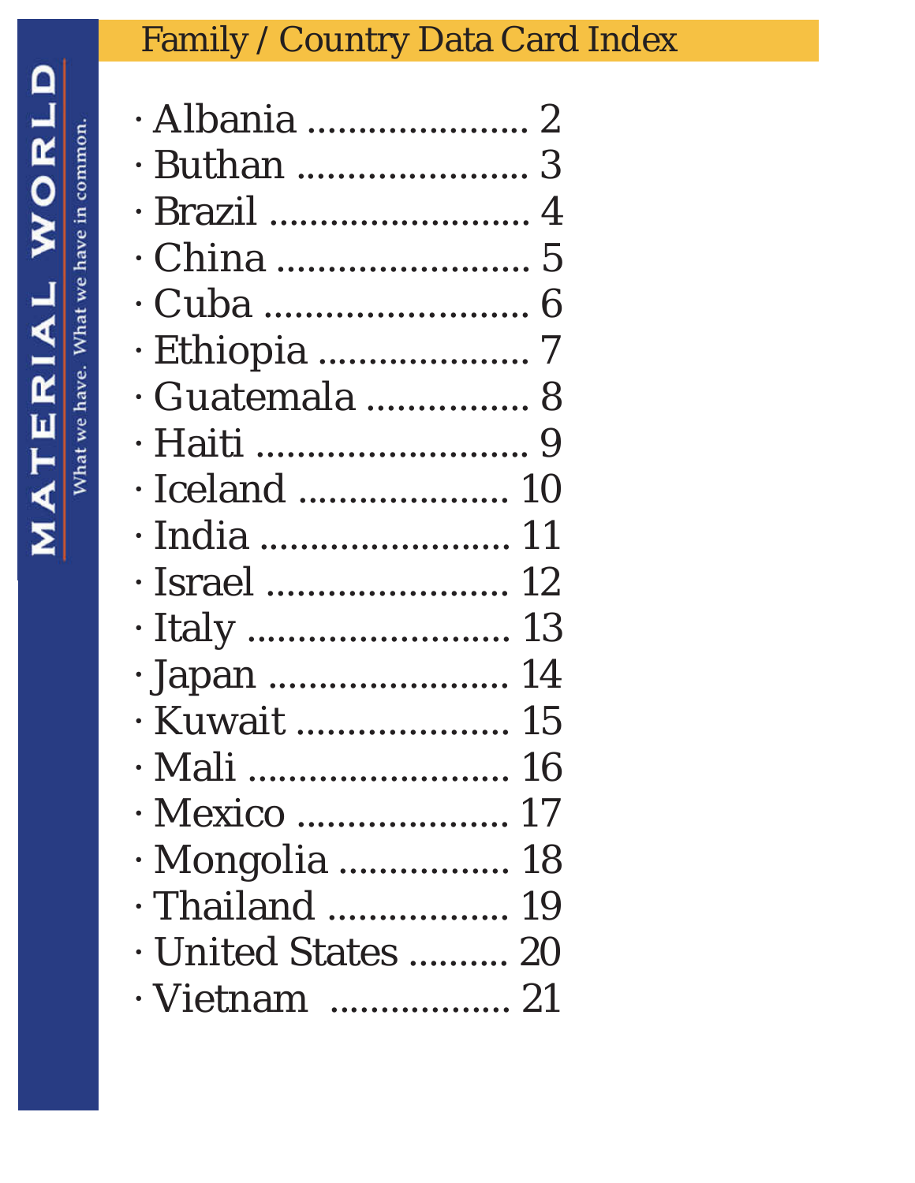MATERIAL WORLD

What we have. What we have in common.

# Family / Country Data Card Index

- Albania ...................... 2
- Buthan ....................... 3
- Brazil .......................... 4
- China ......................... 5
- Cuba .......................... 6
- Ethiopia ..................... 7
- Guatemala ................ 8
- Haiti ........................... 9
- Iceland ..................... 10
- India ......................... 11
- Israel ........................ 12
- Italy .......................... 13
- Japan ........................ 14
- Kuwait ...................... 15
- Mali .......................... 16
- Mexico ...................... 17
- Mongolia ................. 18
- Thailand .................. 19
- United States .......... 20
- Vietnam .................. 21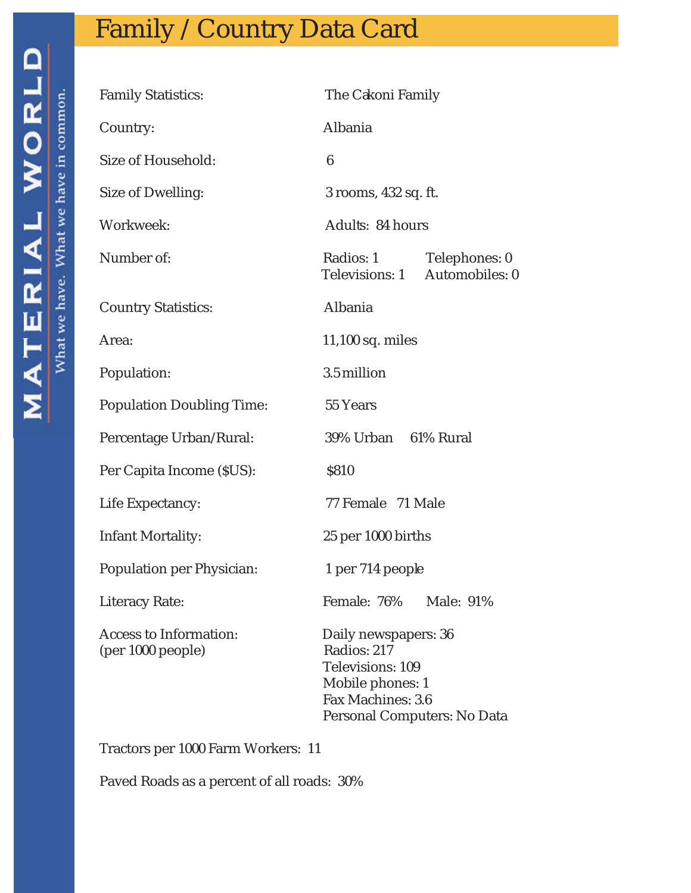# Family / Country Data Card

MATERIAL WORLD

What we have. What we have in common.

| | |
|---|---|
| Family Statistics: | The Cakoni Family |
| Country: | Albania |
| Size of Household: | 6 |
| Size of Dwelling: | 3 rooms, 432 sq. ft. |
| Workweek: | Adults: 84 hours |
| Number of: | Radios: 1 Telephones: 0<br>Televisions: 1 Automobiles: 0 |
| Country Statistics: | Albania |
| Area: | 11,100 sq. miles |
| Population: | 3.5 million |
| Population Doubling Time: | 55 Years |
| Percentage Urban/Rural: | 39% Urban 61% Rural |
| Per Capita Income ($US): | $810 |
| Life Expectancy: | 77 Female 71 Male |
| Infant Mortality: | 25 per 1000 births |
| Population per Physician: | 1 per 714 people |
| Literacy Rate: | Female: 76% Male: 91% |
| Access to Information: (per 1000 people) | Daily newspapers: 36<br>Radios: 217<br>Televisions: 109<br>Mobile phones: 1<br>Fax Machines: 3.6<br>Personal Computers: No Data |

Tractors per 1000 Farm Workers: 11

Paved Roads as a percent of all roads: 30%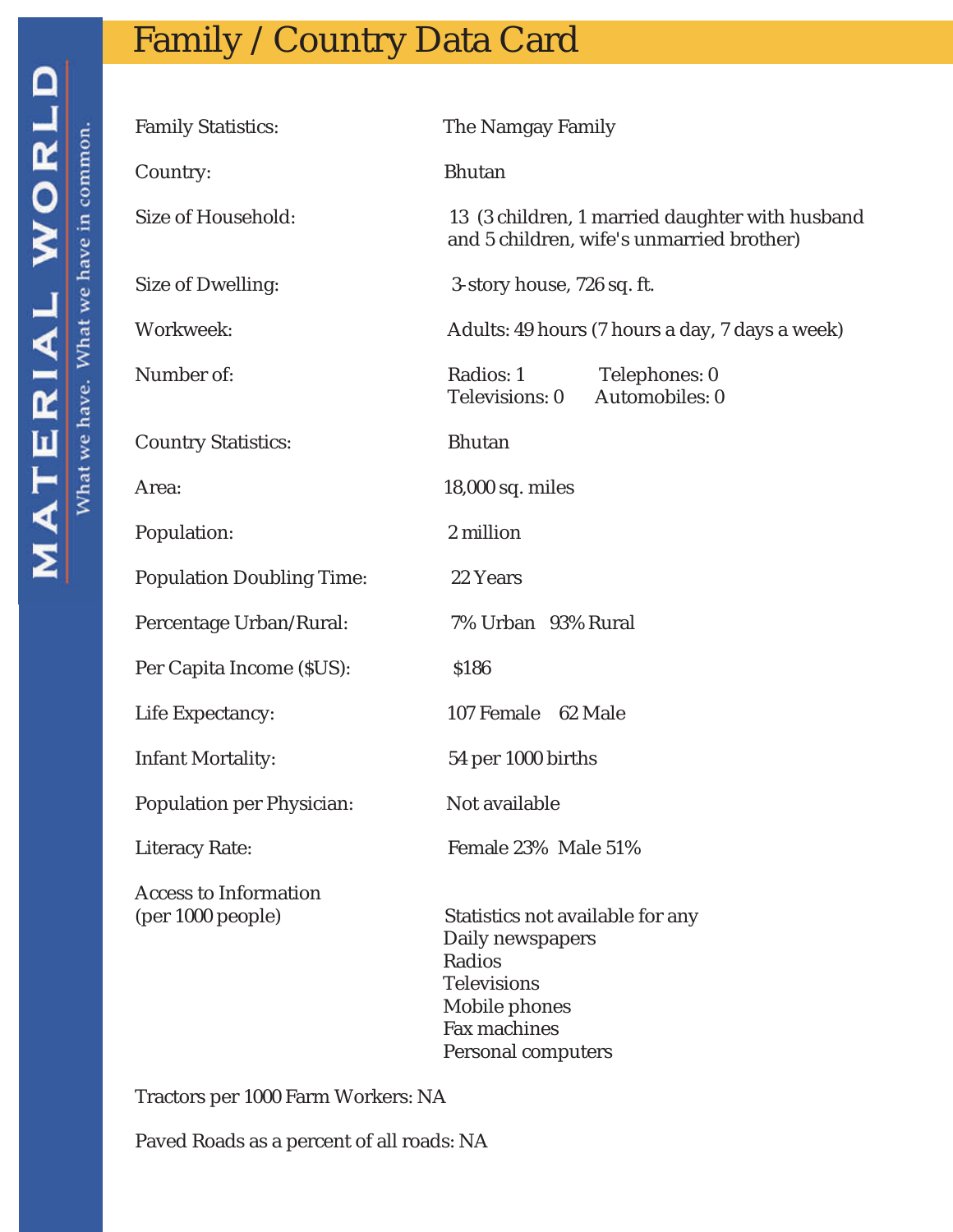# Family / Country Data Card

MATERIAL WORLD

What we have. What we have in common.

| | |
|---|---|
| Family Statistics: | The Namgay Family |
| Country: | Bhutan |
| Size of Household: | 13 (3 children, 1 married daughter with husband and 5 children, wife's unmarried brother) |
| Size of Dwelling: | 3-story house, 726 sq. ft. |
| Workweek: | Adults: 49 hours (7 hours a day, 7 days a week) |
| Number of: | Radios: 1 Telephones: 0 Televisions: 0 Automobiles: 0 |
| Country Statistics: | Bhutan |
| Area: | 18,000 sq. miles |
| Population: | 2 million |
| Population Doubling Time: | 22 Years |
| Percentage Urban/Rural: | 7% Urban 93% Rural |
| Per Capita Income ($US): | $186 |
| Life Expectancy: | 107 Female 62 Male |
| Infant Mortality: | 54 per 1000 births |
| Population per Physician: | Not available |
| Literacy Rate: | Female 23% Male 51% |
| Access to Information (per 1000 people) | Statistics not available for any<br>Daily newspapers<br>Radios<br>Televisions<br>Mobile phones<br>Fax machines<br>Personal computers |

Tractors per 1000 Farm Workers: NA

Paved Roads as a percent of all roads: NA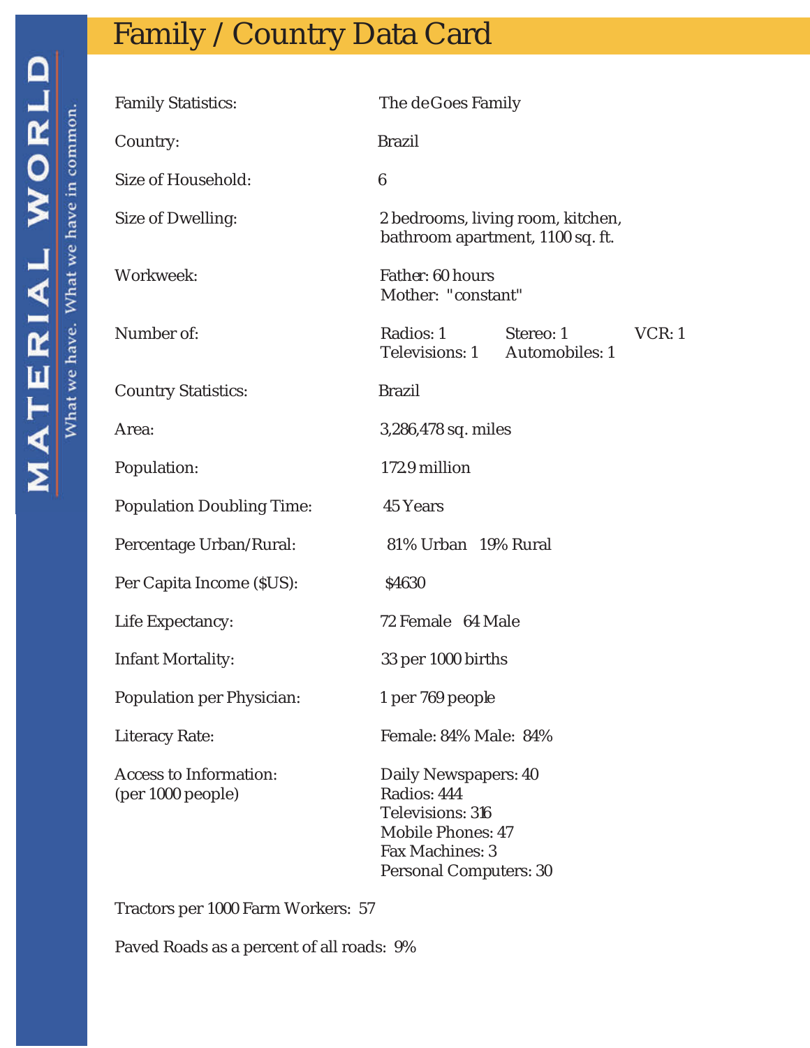# Family / Country Data Card

MATERIAL WORLD

What we have. What we have in common.

| | |
|---|---|
| Family Statistics: | The deGoes Family |
| Country: | Brazil |
| Size of Household: | 6 |
| Size of Dwelling: | 2 bedrooms, living room, kitchen, bathroom apartment, 1100 sq. ft. |
| Workweek: | Father: 60 hours<br>Mother: "constant" |
| Number of: | Radios: 1 Stereo: 1 VCR: 1<br>Televisions: 1 Automobiles: 1 |
| Country Statistics: | Brazil |
| Area: | 3,286,478 sq. miles |
| Population: | 172.9 million |
| Population Doubling Time: | 45 Years |
| Percentage Urban/Rural: | 81% Urban 19% Rural |
| Per Capita Income ($US): | $4630 |
| Life Expectancy: | 72 Female 64 Male |
| Infant Mortality: | 33 per 1000 births |
| Population per Physician: | 1 per 769 people |
| Literacy Rate: | Female: 84% Male: 84% |
| Access to Information: (per 1000 people) | Daily Newspapers: 40<br>Radios: 444<br>Televisions: 316<br>Mobile Phones: 47<br>Fax Machines: 3<br>Personal Computers: 30 |

Tractors per 1000 Farm Workers: 57

Paved Roads as a percent of all roads: 9%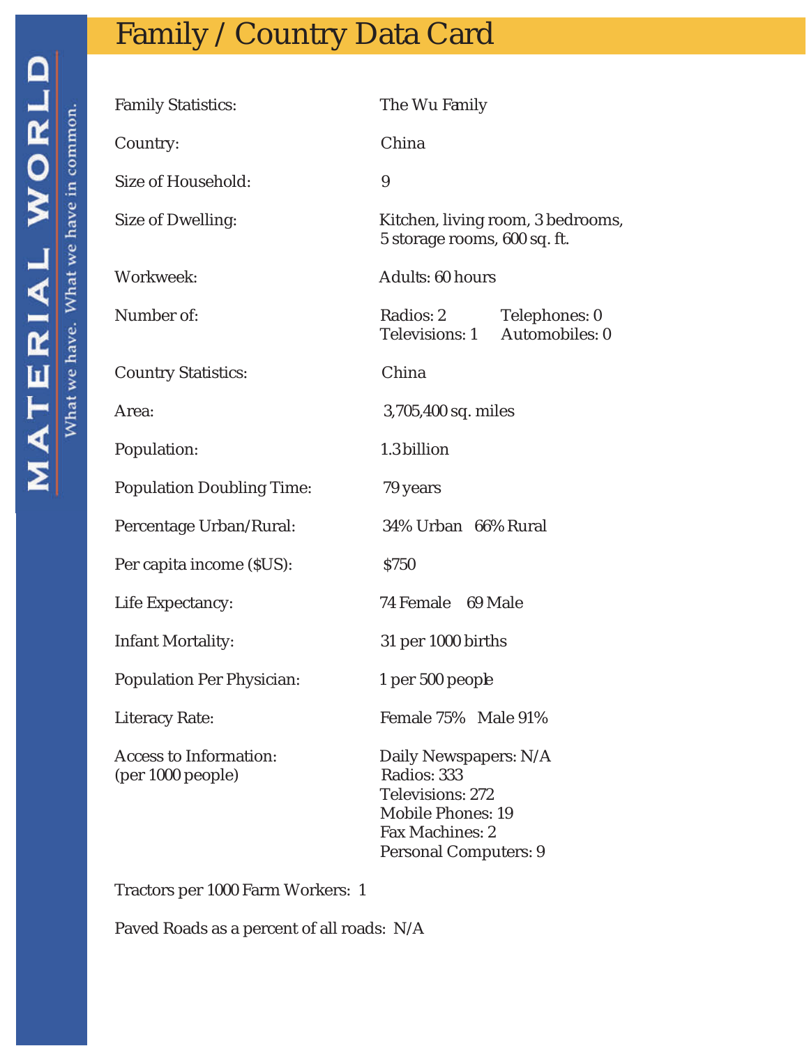# Family / Country Data Card

MATERIAL WORLD

What we have. What we have in common.

| | |
|---|---|
| Family Statistics: | The Wu Family |
| Country: | China |
| Size of Household: | 9 |
| Size of Dwelling: | Kitchen, living room, 3 bedrooms, 5 storage rooms, 600 sq. ft. |
| Workweek: | Adults: 60 hours |
| Number of: | Radios: 2 Telephones: 0<br>Televisions: 1 Automobiles: 0 |
| Country Statistics: | China |
| Area: | 3,705,400 sq. miles |
| Population: | 1.3 billion |
| Population Doubling Time: | 79 years |
| Percentage Urban/Rural: | 34% Urban 66% Rural |
| Per capita income ($US): | $750 |
| Life Expectancy: | 74 Female 69 Male |
| Infant Mortality: | 31 per 1000 births |
| Population Per Physician: | 1 per 500 people |
| Literacy Rate: | Female 75% Male 91% |
| Access to Information: (per 1000 people) | Daily Newspapers: N/A<br>Radios: 333<br>Televisions: 272<br>Mobile Phones: 19<br>Fax Machines: 2<br>Personal Computers: 9 |

Tractors per 1000 Farm Workers: 1

Paved Roads as a percent of all roads: N/A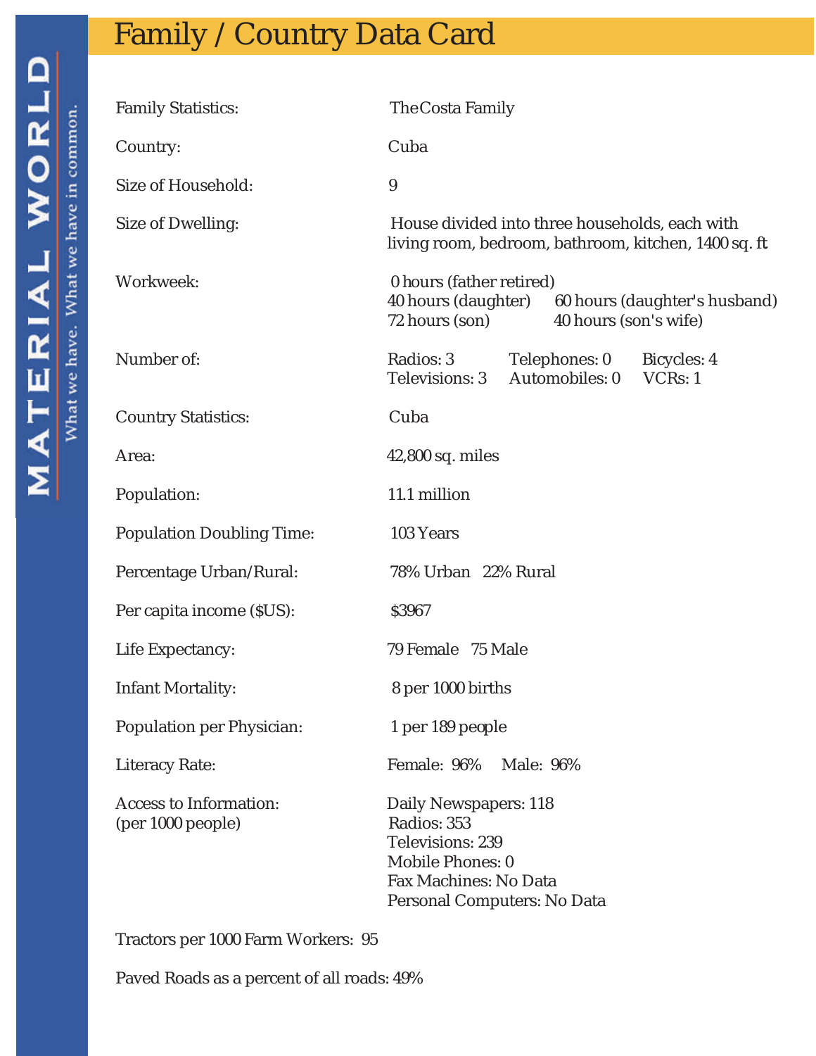# Family / Country Data Card

MATERIAL WORLD
What we have. What we have in common.

| | |
|---|---|
| Family Statistics: | The Costa Family |
| Country: | Cuba |
| Size of Household: | 9 |
| Size of Dwelling: | House divided into three households, each with living room, bedroom, bathroom, kitchen, 1400 sq. ft |
| Workweek: | 0 hours (father retired)<br>40 hours (daughter) 60 hours (daughter's husband)<br>72 hours (son) 40 hours (son's wife) |
| Number of: | Radios: 3 Telephones: 0 Bicycles: 4<br>Televisions: 3 Automobiles: 0 VCRs: 1 |
| Country Statistics: | Cuba |
| Area: | 42,800 sq. miles |
| Population: | 11.1 million |
| Population Doubling Time: | 103 Years |
| Percentage Urban/Rural: | 78% Urban 22% Rural |
| Per capita income ($US): | $3967 |
| Life Expectancy: | 79 Female 75 Male |
| Infant Mortality: | 8 per 1000 births |
| Population per Physician: | 1 per 189 people |
| Literacy Rate: | Female: 96% Male: 96% |
| Access to Information: (per 1000 people) | Daily Newspapers: 118<br>Radios: 353<br>Televisions: 239<br>Mobile Phones: 0<br>Fax Machines: No Data<br>Personal Computers: No Data |

Tractors per 1000 Farm Workers: 95

Paved Roads as a percent of all roads: 49%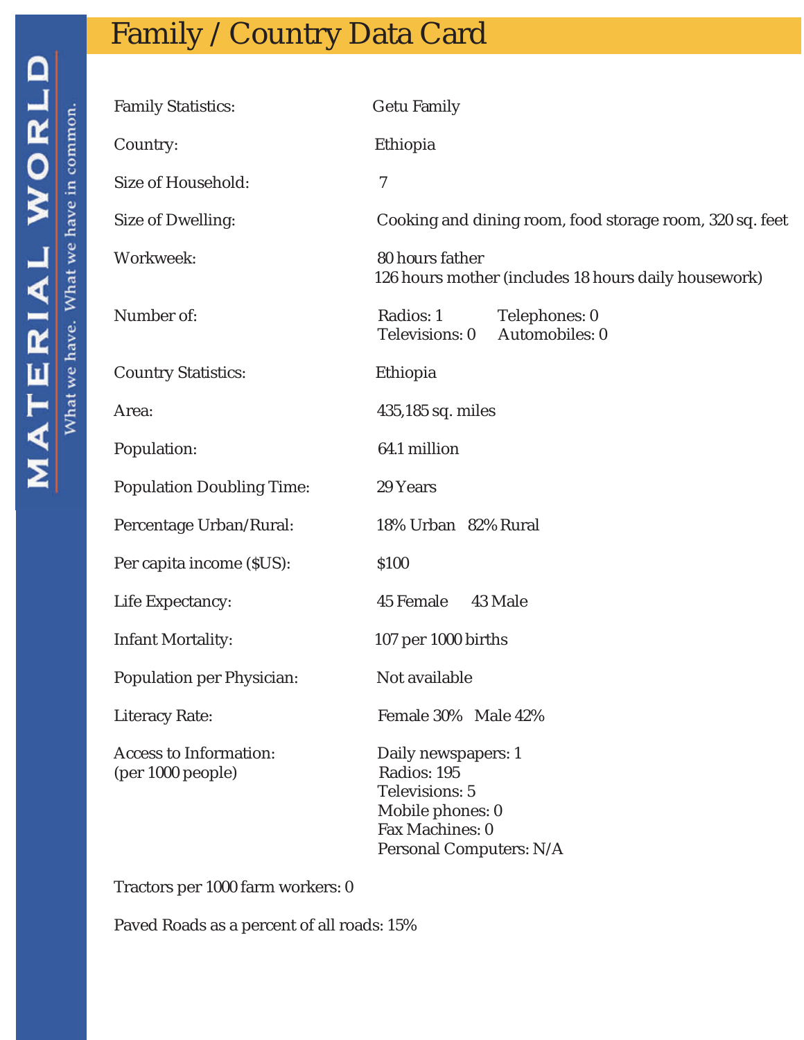# Family / Country Data Card

MATERIAL WORLD

What we have. What we have in common.

| | |
|---|---|
| Family Statistics: | Getu Family |
| Country: | Ethiopia |
| Size of Household: | 7 |
| Size of Dwelling: | Cooking and dining room, food storage room, 320 sq. feet |
| Workweek: | 80 hours father<br>126 hours mother (includes 18 hours daily housework) |
| Number of: | Radios: 1 Telephones: 0<br>Televisions: 0 Automobiles: 0 |
| Country Statistics: | Ethiopia |
| Area: | 435,185 sq. miles |
| Population: | 64.1 million |
| Population Doubling Time: | 29 Years |
| Percentage Urban/Rural: | 18% Urban 82% Rural |
| Per capita income ($US): | $100 |
| Life Expectancy: | 45 Female 43 Male |
| Infant Mortality: | 107 per 1000 births |
| Population per Physician: | Not available |
| Literacy Rate: | Female 30% Male 42% |
| Access to Information: (per 1000 people) | Daily newspapers: 1<br>Radios: 195<br>Televisions: 5<br>Mobile phones: 0<br>Fax Machines: 0<br>Personal Computers: N/A |

Tractors per 1000 farm workers: 0

Paved Roads as a percent of all roads: 15%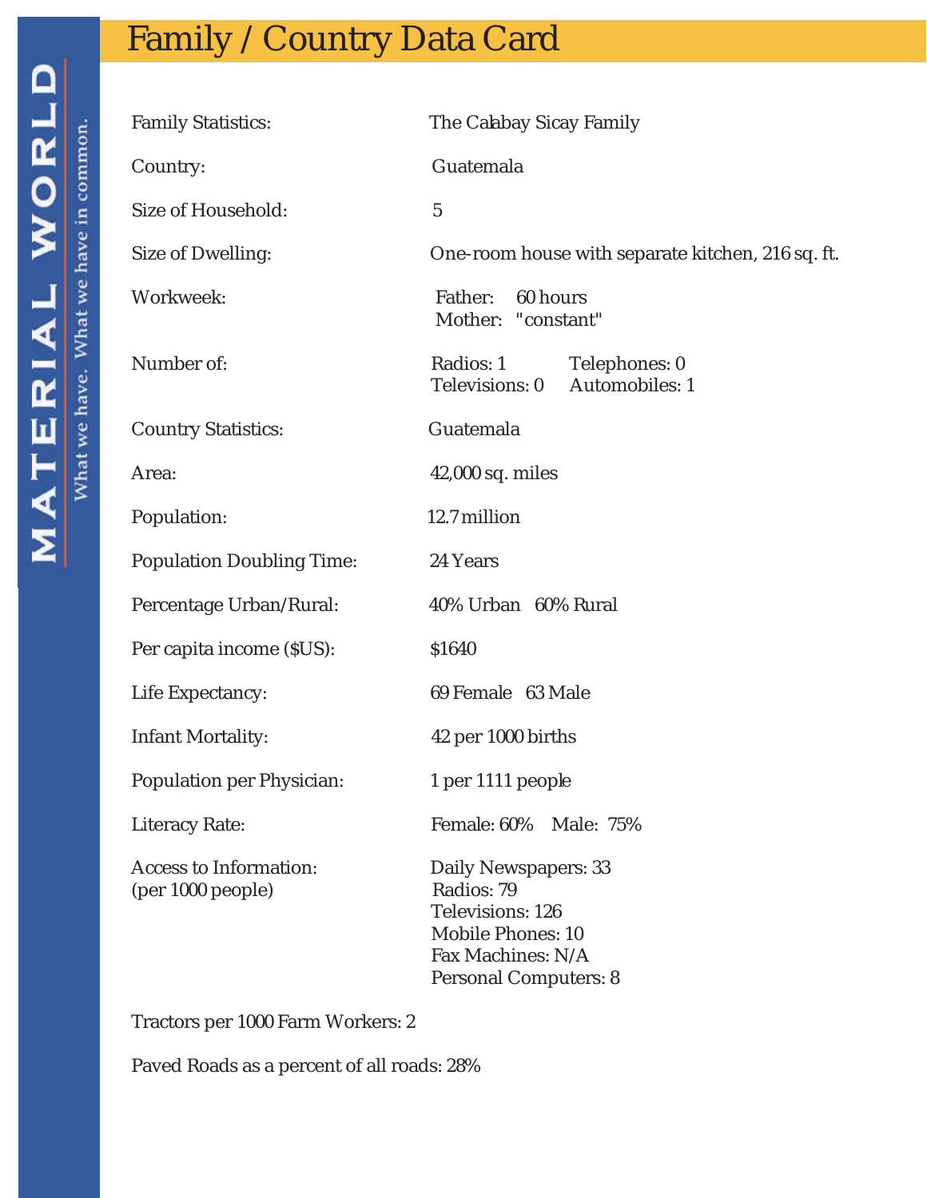# Family / Country Data Card

MATERIAL WORLD
What we have. What we have in common.

| | |
|---|---|
| Family Statistics: | The Calabay Sicay Family |
| Country: | Guatemala |
| Size of Household: | 5 |
| Size of Dwelling: | One-room house with separate kitchen, 216 sq. ft. |
| Workweek: | Father: 60 hours<br>Mother: "constant" |
| Number of: | Radios: 1 Telephones: 0<br>Televisions: 0 Automobiles: 1 |
| Country Statistics: | Guatemala |
| Area: | 42,000 sq. miles |
| Population: | 12.7 million |
| Population Doubling Time: | 24 Years |
| Percentage Urban/Rural: | 40% Urban 60% Rural |
| Per capita income ($US): | $1640 |
| Life Expectancy: | 69 Female 63 Male |
| Infant Mortality: | 42 per 1000 births |
| Population per Physician: | 1 per 1111 people |
| Literacy Rate: | Female: 60% Male: 75% |
| Access to Information:<br>(per 1000 people) | Daily Newspapers: 33<br>Radios: 79<br>Televisions: 126<br>Mobile Phones: 10<br>Fax Machines: N/A<br>Personal Computers: 8 |

Tractors per 1000 Farm Workers: 2

Paved Roads as a percent of all roads: 28%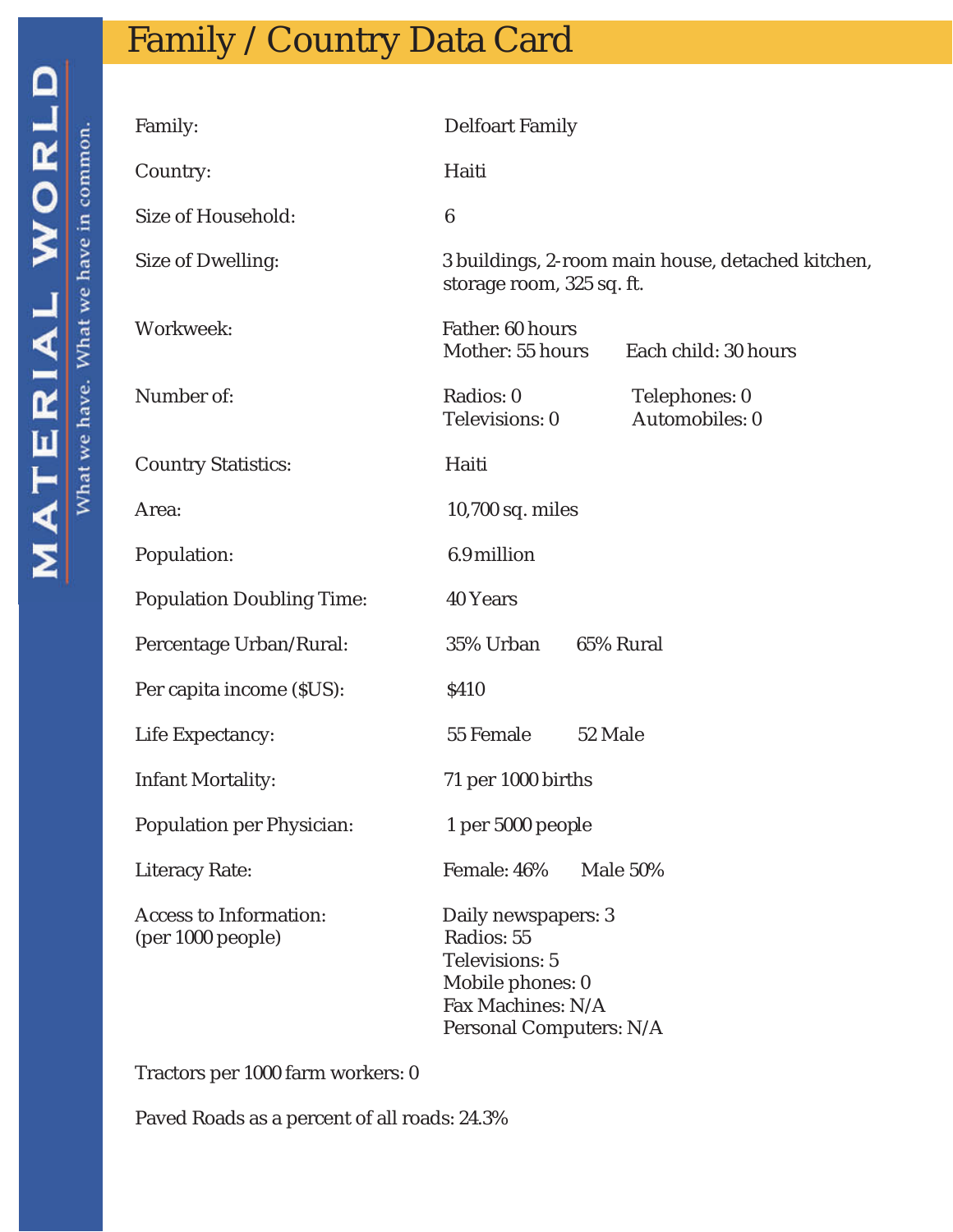# Family / Country Data Card

MATERIAL WORLD

What we have. What we have in common.

| | |
|---|---|
| Family: | Delfoart Family |
| Country: | Haiti |
| Size of Household: | 6 |
| Size of Dwelling: | 3 buildings, 2-room main house, detached kitchen, storage room, 325 sq. ft. |
| Workweek: | Father: 60 hours<br>Mother: 55 hours    Each child: 30 hours |
| Number of: | Radios: 0    Telephones: 0<br>Televisions: 0    Automobiles: 0 |
| Country Statistics: | Haiti |
| Area: | 10,700 sq. miles |
| Population: | 6.9 million |
| Population Doubling Time: | 40 Years |
| Percentage Urban/Rural: | 35% Urban    65% Rural |
| Per capita income ($US): | $410 |
| Life Expectancy: | 55 Female    52 Male |
| Infant Mortality: | 71 per 1000 births |
| Population per Physician: | 1 per 5000 people |
| Literacy Rate: | Female: 46%    Male 50% |
| Access to Information:<br>(per 1000 people) | Daily newspapers: 3<br>Radios: 55<br>Televisions: 5<br>Mobile phones: 0<br>Fax Machines: N/A<br>Personal Computers: N/A |

Tractors per 1000 farm workers: 0

Paved Roads as a percent of all roads: 24.3%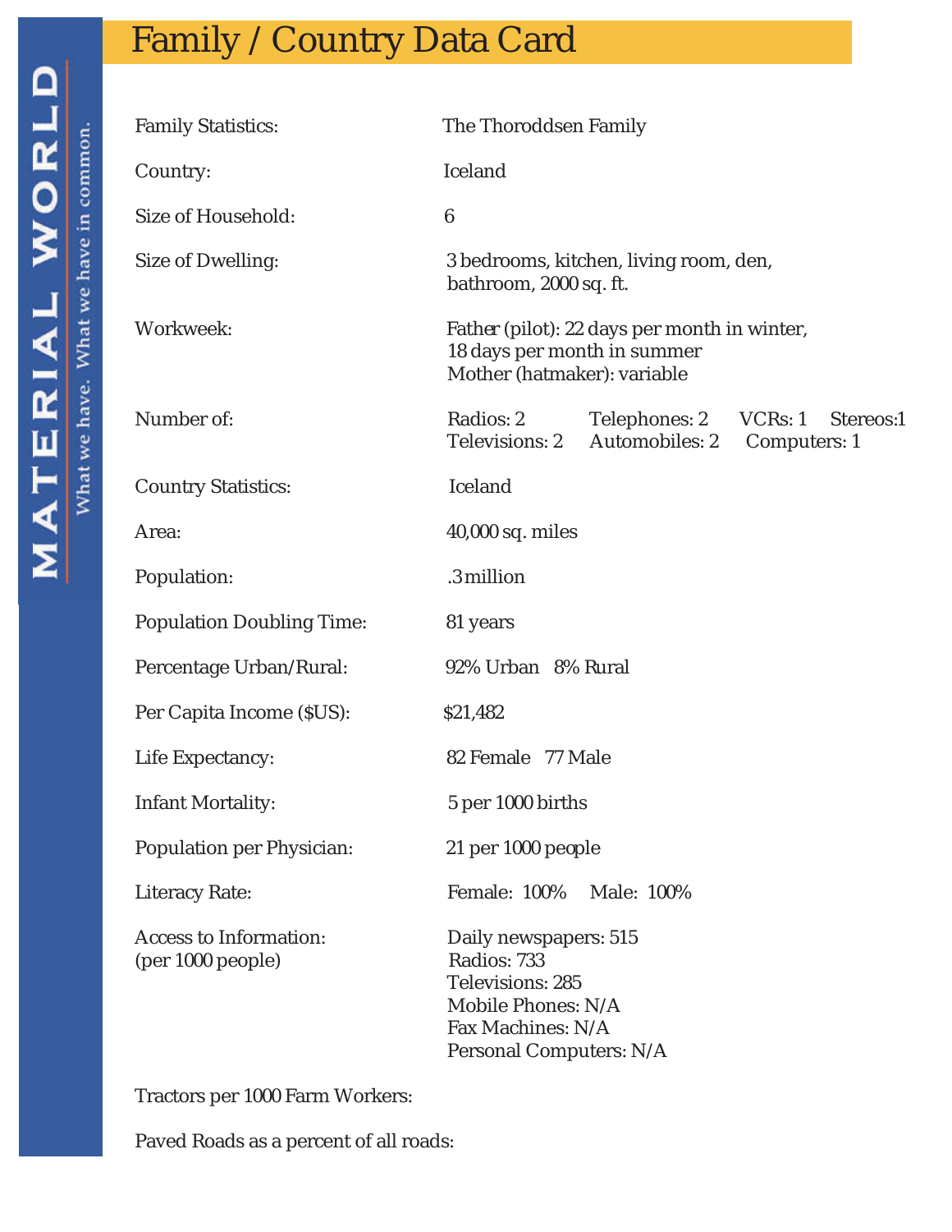# Family / Country Data Card

| | |
|---|---|
| Family Statistics: | The Thoroddsen Family |
| Country: | Iceland |
| Size of Household: | 6 |
| Size of Dwelling: | 3 bedrooms, kitchen, living room, den, bathroom, 2000 sq. ft. |
| Workweek: | Father (pilot): 22 days per month in winter, 18 days per month in summer<br>Mother (hatmaker): variable |
| Number of: | Radios: 2 Telephones: 2 VCRs: 1 Stereos:1<br>Televisions: 2 Automobiles: 2 Computers: 1 |
| Country Statistics: | Iceland |
| Area: | 40,000 sq. miles |
| Population: | .3 million |
| Population Doubling Time: | 81 years |
| Percentage Urban/Rural: | 92% Urban 8% Rural |
| Per Capita Income ($US): | $21,482 |
| Life Expectancy: | 82 Female 77 Male |
| Infant Mortality: | 5 per 1000 births |
| Population per Physician: | 21 per 1000 people |
| Literacy Rate: | Female: 100% Male: 100% |
| Access to Information: (per 1000 people) | Daily newspapers: 515<br>Radios: 733<br>Televisions: 285<br>Mobile Phones: N/A<br>Fax Machines: N/A<br>Personal Computers: N/A |
| Tractors per 1000 Farm Workers: | |
| Paved Roads as a percent of all roads: | |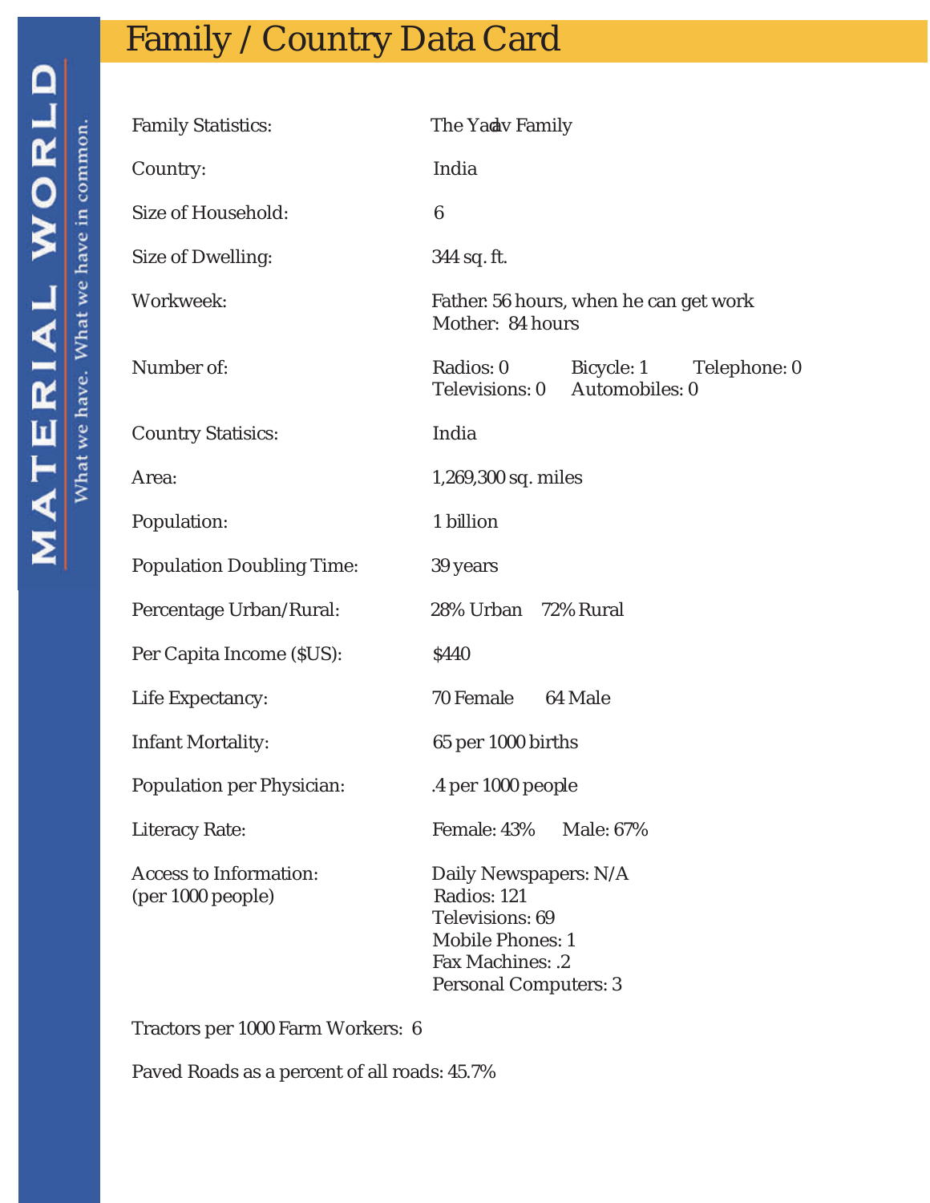# Family / Country Data Card

MATERIAL WORLD

What we have. What we have in common.

| | |
|---|---|
| Family Statistics: | The Yadav Family |
| Country: | India |
| Size of Household: | 6 |
| Size of Dwelling: | 344 sq. ft. |
| Workweek: | Father: 56 hours, when he can get work<br>Mother: 84 hours |
| Number of: | Radios: 0 Bicycle: 1 Telephone: 0<br>Televisions: 0 Automobiles: 0 |
| Country Statisics: | India |
| Area: | 1,269,300 sq. miles |
| Population: | 1 billion |
| Population Doubling Time: | 39 years |
| Percentage Urban/Rural: | 28% Urban 72% Rural |
| Per Capita Income ($US): | $440 |
| Life Expectancy: | 70 Female 64 Male |
| Infant Mortality: | 65 per 1000 births |
| Population per Physician: | .4 per 1000 people |
| Literacy Rate: | Female: 43% Male: 67% |
| Access to Information:<br>(per 1000 people) | Daily Newspapers: N/A<br>Radios: 121<br>Televisions: 69<br>Mobile Phones: 1<br>Fax Machines: .2<br>Personal Computers: 3 |

Tractors per 1000 Farm Workers: 6

Paved Roads as a percent of all roads: 45.7%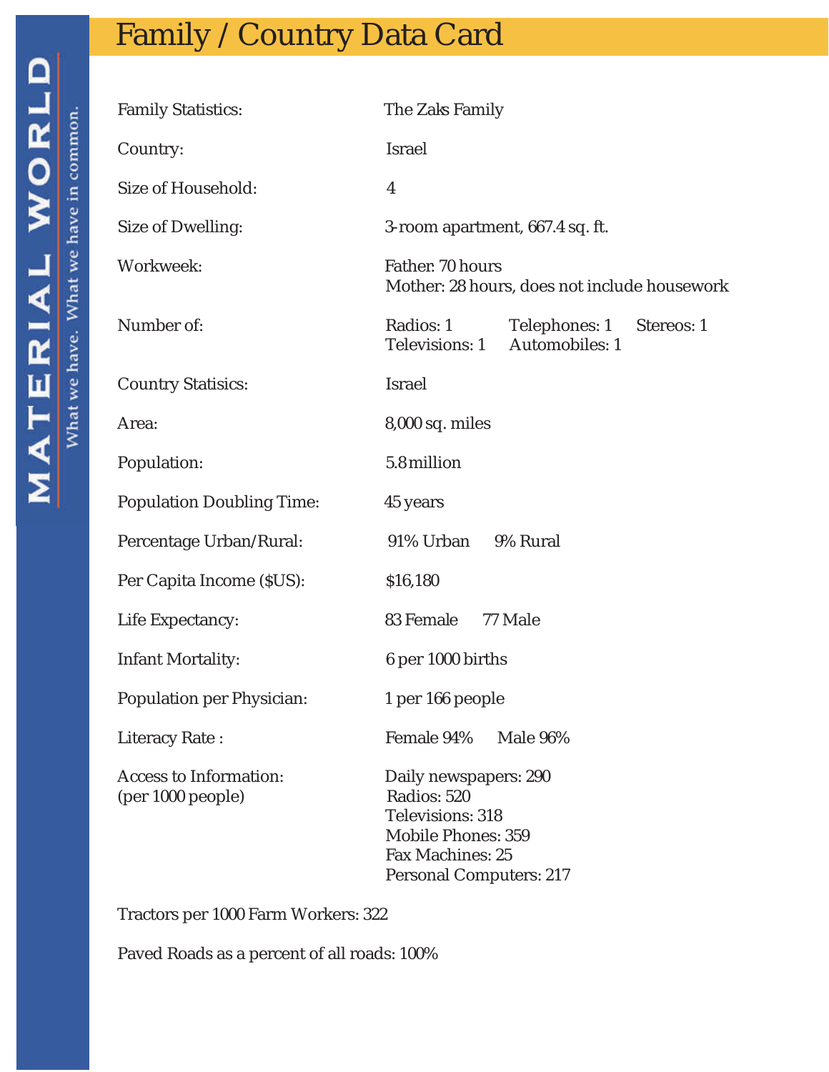# Family / Country Data Card

MATERIAL WORLD

What we have. What we have in common.

| | |
|---|---|
| Family Statistics: | The Zaks Family |
| Country: | Israel |
| Size of Household: | 4 |
| Size of Dwelling: | 3-room apartment, 667.4 sq. ft. |
| Workweek: | Father: 70 hours<br>Mother: 28 hours, does not include housework |
| Number of: | Radios: 1 Telephones: 1 Stereos: 1<br>Televisions: 1 Automobiles: 1 |
| Country Statisics: | Israel |
| Area: | 8,000 sq. miles |
| Population: | 5.8 million |
| Population Doubling Time: | 45 years |
| Percentage Urban/Rural: | 91% Urban 9% Rural |
| Per Capita Income ($US): | $16,180 |
| Life Expectancy: | 83 Female 77 Male |
| Infant Mortality: | 6 per 1000 births |
| Population per Physician: | 1 per 166 people |
| Literacy Rate : | Female 94% Male 96% |
| Access to Information:<br>(per 1000 people) | Daily newspapers: 290<br>Radios: 520<br>Televisions: 318<br>Mobile Phones: 359<br>Fax Machines: 25<br>Personal Computers: 217 |

Tractors per 1000 Farm Workers: 322

Paved Roads as a percent of all roads: 100%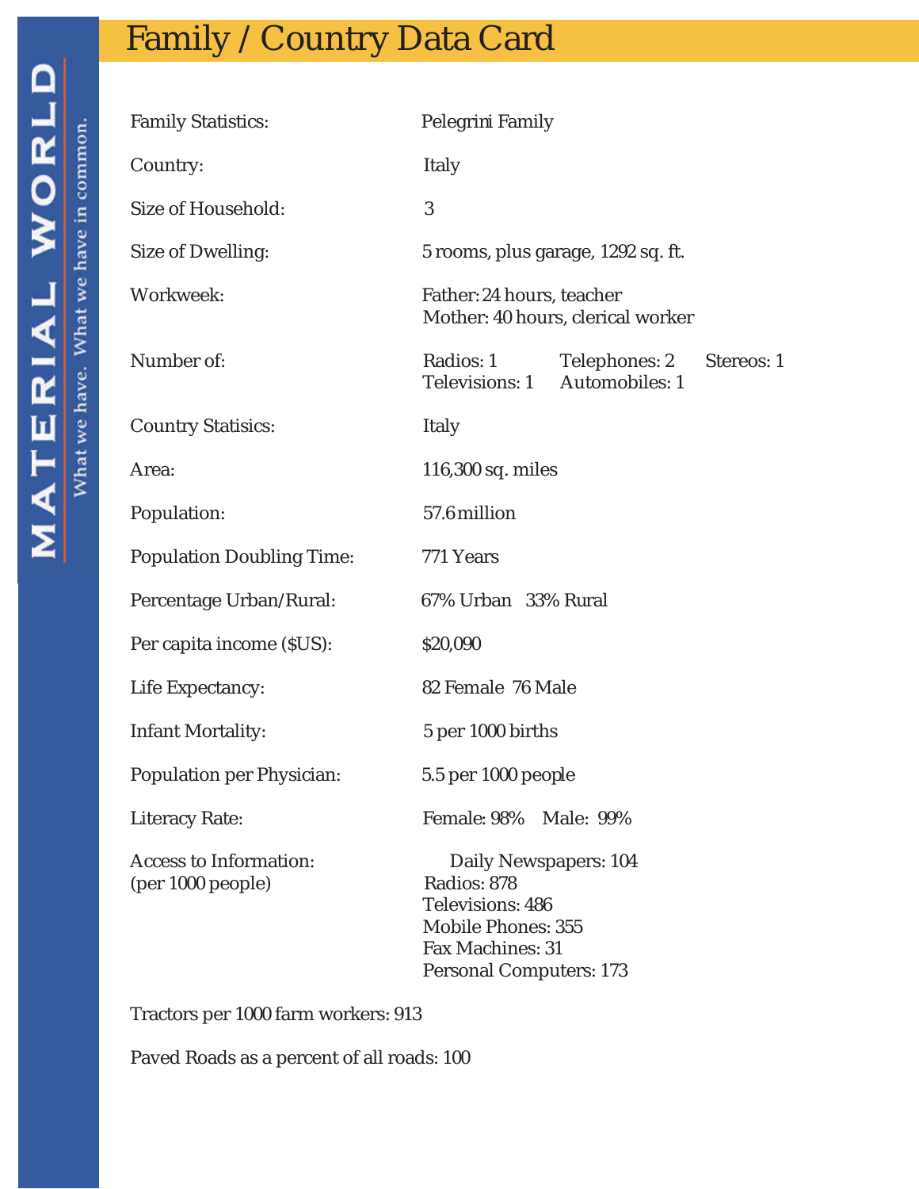# Family / Country Data Card

MATERIAL WORLD

What we have. What we have in common.

| | |
|---|---|
| Family Statistics: | Pelegrini Family |
| Country: | Italy |
| Size of Household: | 3 |
| Size of Dwelling: | 5 rooms, plus garage, 1292 sq. ft. |
| Workweek: | Father: 24 hours, teacher<br>Mother: 40 hours, clerical worker |
| Number of: | Radios: 1 Telephones: 2 Stereos: 1<br>Televisions: 1 Automobiles: 1 |
| Country Statisics: | Italy |
| Area: | 116,300 sq. miles |
| Population: | 57.6 million |
| Population Doubling Time: | 771 Years |
| Percentage Urban/Rural: | 67% Urban 33% Rural |
| Per capita income ($US): | $20,090 |
| Life Expectancy: | 82 Female 76 Male |
| Infant Mortality: | 5 per 1000 births |
| Population per Physician: | 5.5 per 1000 people |
| Literacy Rate: | Female: 98% Male: 99% |
| Access to Information:<br>(per 1000 people) | Daily Newspapers: 104<br>Radios: 878<br>Televisions: 486<br>Mobile Phones: 355<br>Fax Machines: 31<br>Personal Computers: 173 |

Tractors per 1000 farm workers: 913

Paved Roads as a percent of all roads: 100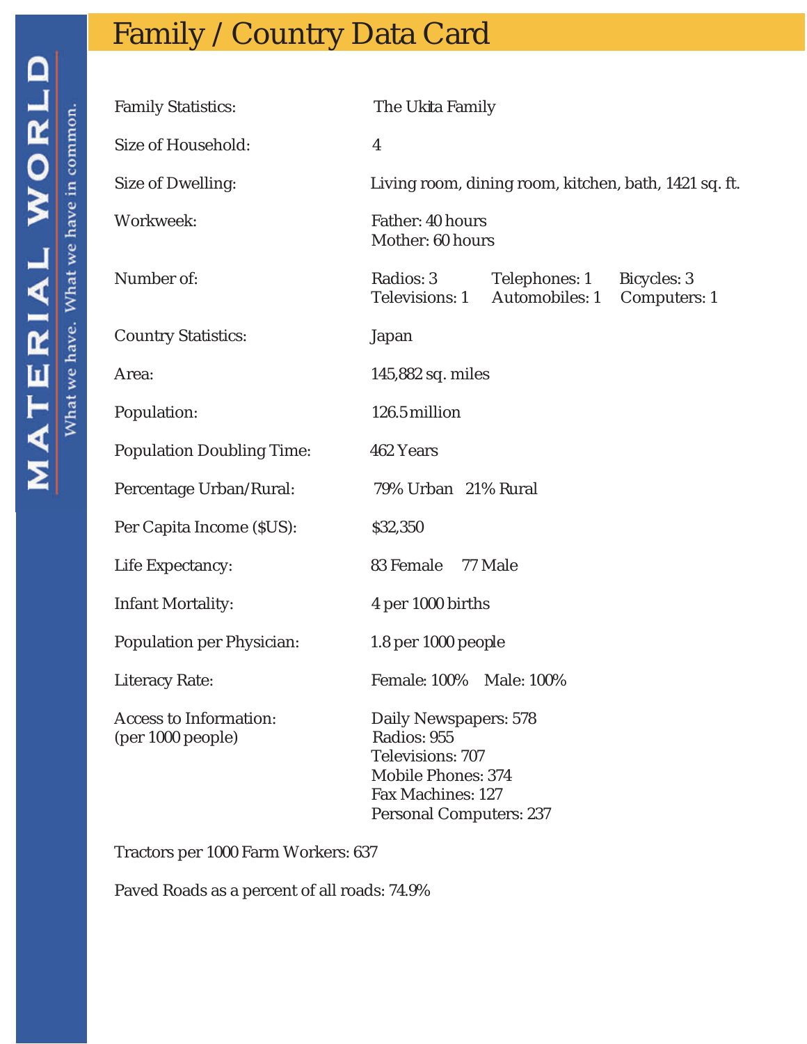# Family / Country Data Card

MATERIAL WORLD

What we have. What we have in common.

| | |
|---|---|
| Family Statistics: | The Ukita Family |
| Size of Household: | 4 |
| Size of Dwelling: | Living room, dining room, kitchen, bath, 1421 sq. ft. |
| Workweek: | Father: 40 hours<br>Mother: 60 hours |
| Number of: | Radios: 3 Telephones: 1 Bicycles: 3<br>Televisions: 1 Automobiles: 1 Computers: 1 |
| Country Statistics: | Japan |
| Area: | 145,882 sq. miles |
| Population: | 126.5 million |
| Population Doubling Time: | 462 Years |
| Percentage Urban/Rural: | 79% Urban 21% Rural |
| Per Capita Income ($US): | $32,350 |
| Life Expectancy: | 83 Female 77 Male |
| Infant Mortality: | 4 per 1000 births |
| Population per Physician: | 1.8 per 1000 people |
| Literacy Rate: | Female: 100% Male: 100% |
| Access to Information: (per 1000 people) | Daily Newspapers: 578<br>Radios: 955<br>Televisions: 707<br>Mobile Phones: 374<br>Fax Machines: 127<br>Personal Computers: 237 |

Tractors per 1000 Farm Workers: 637

Paved Roads as a percent of all roads: 74.9%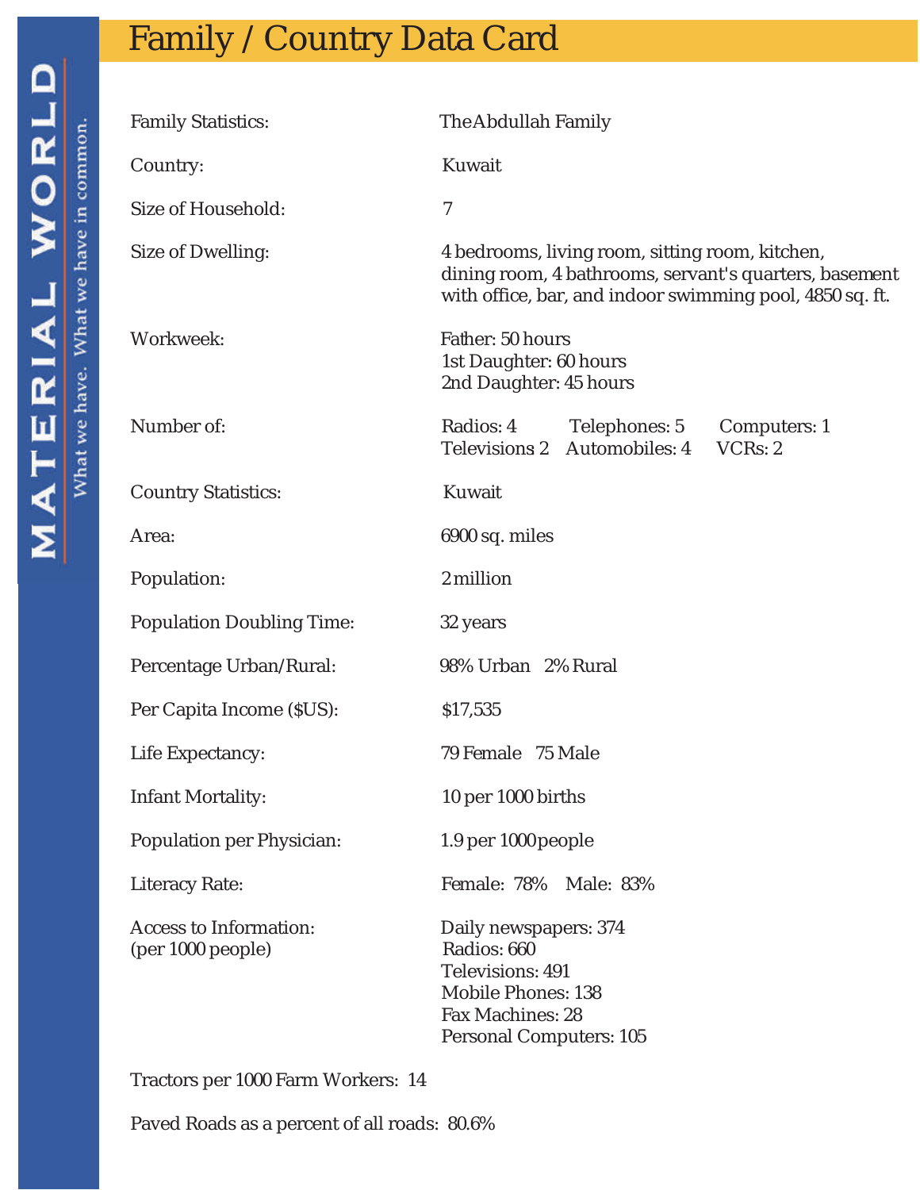# Family / Country Data Card

MATERIAL WORLD

What we have. What we have in common.

| | |
|---|---|
| Family Statistics: | The Abdullah Family |
| Country: | Kuwait |
| Size of Household: | 7 |
| Size of Dwelling: | 4 bedrooms, living room, sitting room, kitchen, dining room, 4 bathrooms, servant's quarters, basement with office, bar, and indoor swimming pool, 4850 sq. ft. |
| Workweek: | Father: 50 hours<br>1st Daughter: 60 hours<br>2nd Daughter: 45 hours |
| Number of: | Radios: 4 Telephones: 5 Computers: 1<br>Televisions 2 Automobiles: 4 VCRs: 2 |
| Country Statistics: | Kuwait |
| Area: | 6900 sq. miles |
| Population: | 2 million |
| Population Doubling Time: | 32 years |
| Percentage Urban/Rural: | 98% Urban 2% Rural |
| Per Capita Income ($US): | $17,535 |
| Life Expectancy: | 79 Female 75 Male |
| Infant Mortality: | 10 per 1000 births |
| Population per Physician: | 1.9 per 1000 people |
| Literacy Rate: | Female: 78% Male: 83% |
| Access to Information: (per 1000 people) | Daily newspapers: 374<br>Radios: 660<br>Televisions: 491<br>Mobile Phones: 138<br>Fax Machines: 28<br>Personal Computers: 105 |

Tractors per 1000 Farm Workers: 14

Paved Roads as a percent of all roads: 80.6%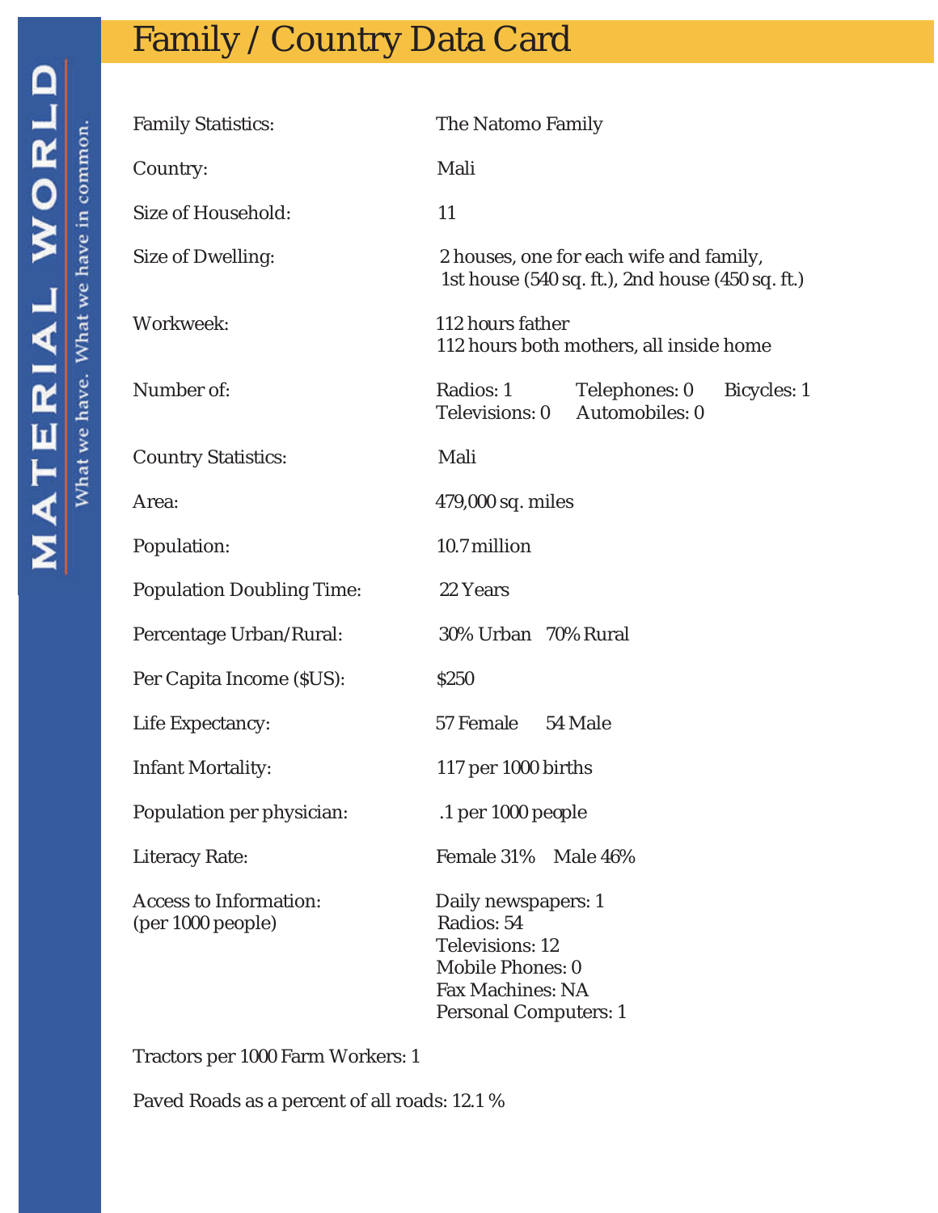# Family / Country Data Card

MATERIAL WORLD

What we have. What we have in common.

| | |
|---|---|
| Family Statistics: | The Natomo Family |
| Country: | Mali |
| Size of Household: | 11 |
| Size of Dwelling: | 2 houses, one for each wife and family, 1st house (540 sq. ft.), 2nd house (450 sq. ft.) |
| Workweek: | 112 hours father<br>112 hours both mothers, all inside home |
| Number of: | Radios: 1 Telephones: 0 Bicycles: 1<br>Televisions: 0 Automobiles: 0 |
| Country Statistics: | Mali |
| Area: | 479,000 sq. miles |
| Population: | 10.7 million |
| Population Doubling Time: | 22 Years |
| Percentage Urban/Rural: | 30% Urban 70% Rural |
| Per Capita Income ($US): | $250 |
| Life Expectancy: | 57 Female 54 Male |
| Infant Mortality: | 117 per 1000 births |
| Population per physician: | .1 per 1000 people |
| Literacy Rate: | Female 31% Male 46% |
| Access to Information: (per 1000 people) | Daily newspapers: 1<br>Radios: 54<br>Televisions: 12<br>Mobile Phones: 0<br>Fax Machines: NA<br>Personal Computers: 1 |

Tractors per 1000 Farm Workers: 1

Paved Roads as a percent of all roads: 12.1 %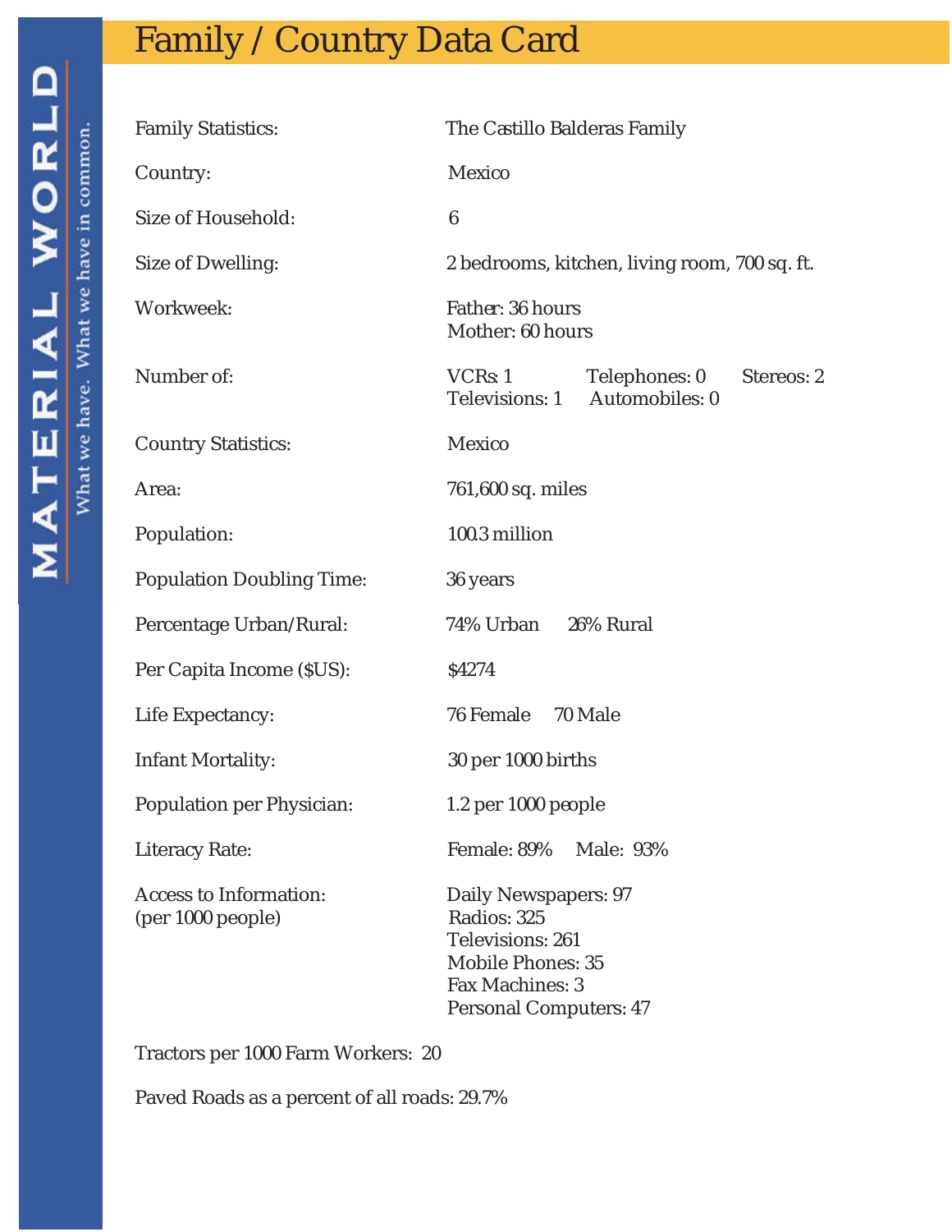# Family / Country Data Card

MATERIAL WORLD — What we have. What we have in common.

| | |
|---|---|
| Family Statistics: | The Castillo Balderas Family |
| Country: | Mexico |
| Size of Household: | 6 |
| Size of Dwelling: | 2 bedrooms, kitchen, living room, 700 sq. ft. |
| Workweek: | Father: 36 hours<br>Mother: 60 hours |
| Number of: | VCRs: 1 Telephones: 0 Stereos: 2<br>Televisions: 1 Automobiles: 0 |
| Country Statistics: | Mexico |
| Area: | 761,600 sq. miles |
| Population: | 100.3 million |
| Population Doubling Time: | 36 years |
| Percentage Urban/Rural: | 74% Urban 26% Rural |
| Per Capita Income ($US): | $4274 |
| Life Expectancy: | 76 Female 70 Male |
| Infant Mortality: | 30 per 1000 births |
| Population per Physician: | 1.2 per 1000 people |
| Literacy Rate: | Female: 89% Male: 93% |
| Access to Information:<br>(per 1000 people) | Daily Newspapers: 97<br>Radios: 325<br>Televisions: 261<br>Mobile Phones: 35<br>Fax Machines: 3<br>Personal Computers: 47 |

Tractors per 1000 Farm Workers: 20

Paved Roads as a percent of all roads: 29.7%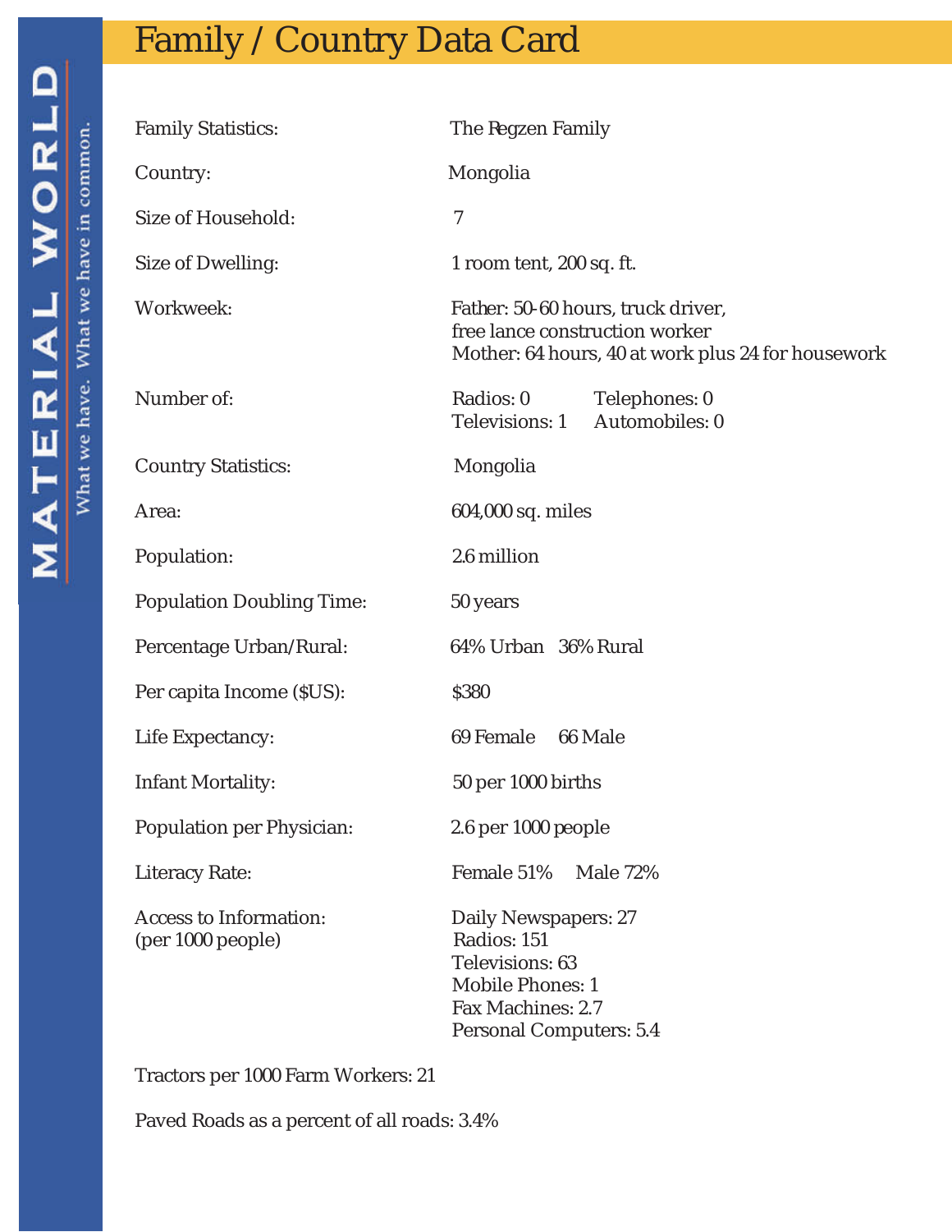# Family / Country Data Card

MATERIAL WORLD

What we have. What we have in common.

| | |
|---|---|
| Family Statistics: | The Regzen Family |
| Country: | Mongolia |
| Size of Household: | 7 |
| Size of Dwelling: | 1 room tent, 200 sq. ft. |
| Workweek: | Father: 50-60 hours, truck driver, free lance construction worker<br>Mother: 64 hours, 40 at work plus 24 for housework |
| Number of: | Radios: 0 Telephones: 0<br>Televisions: 1 Automobiles: 0 |
| Country Statistics: | Mongolia |
| Area: | 604,000 sq. miles |
| Population: | 2.6 million |
| Population Doubling Time: | 50 years |
| Percentage Urban/Rural: | 64% Urban 36% Rural |
| Per capita Income ($US): | $380 |
| Life Expectancy: | 69 Female 66 Male |
| Infant Mortality: | 50 per 1000 births |
| Population per Physician: | 2.6 per 1000 people |
| Literacy Rate: | Female 51% Male 72% |
| Access to Information: (per 1000 people) | Daily Newspapers: 27<br>Radios: 151<br>Televisions: 63<br>Mobile Phones: 1<br>Fax Machines: 2.7<br>Personal Computers: 5.4 |

Tractors per 1000 Farm Workers: 21

Paved Roads as a percent of all roads: 3.4%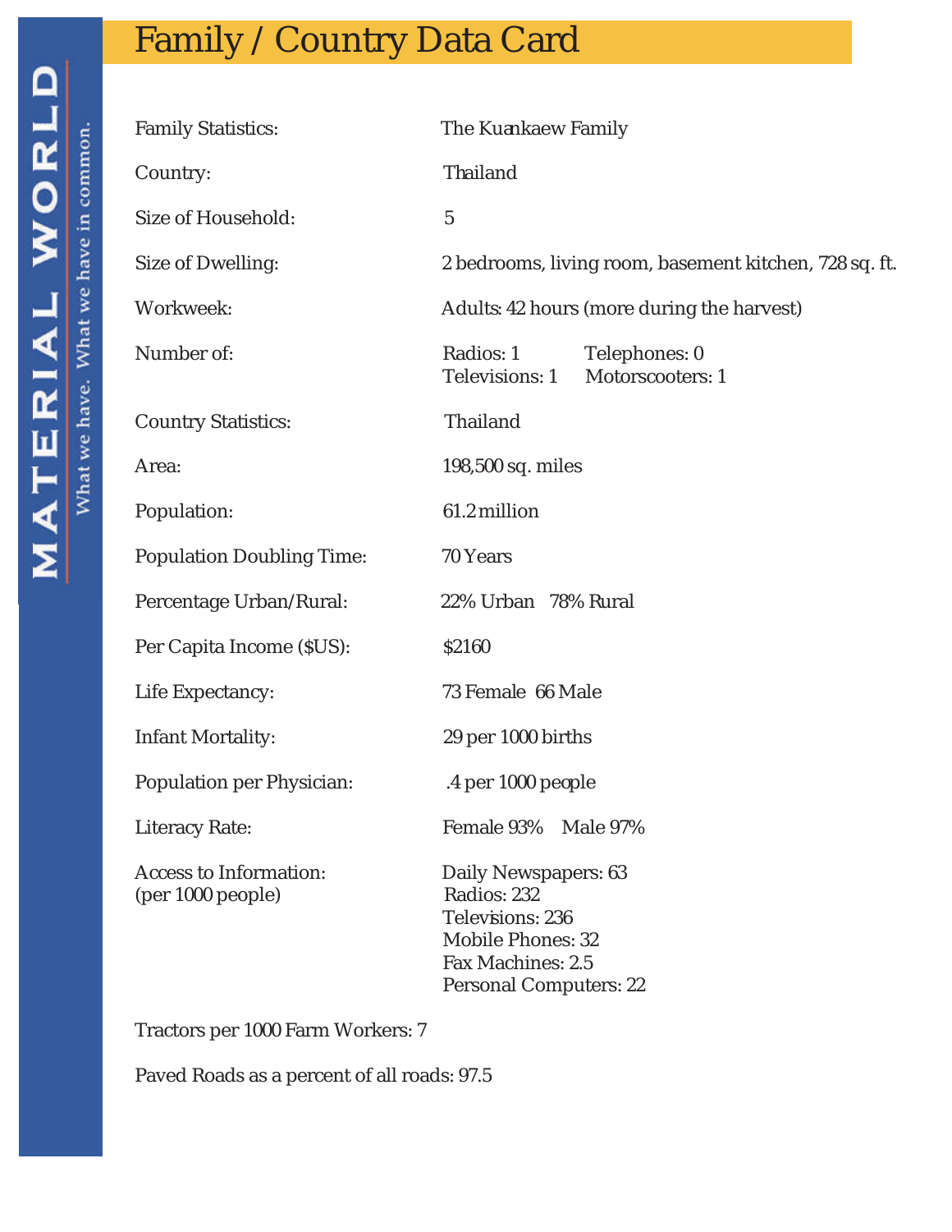# Family / Country Data Card

MATERIAL WORLD

What we have. What we have in common.

| | |
|---|---|
| Family Statistics: | The Kuankaew Family |
| Country: | Thailand |
| Size of Household: | 5 |
| Size of Dwelling: | 2 bedrooms, living room, basement kitchen, 728 sq. ft. |
| Workweek: | Adults: 42 hours (more during the harvest) |
| Number of: | Radios: 1 Telephones: 0<br>Televisions: 1 Motorscooters: 1 |
| Country Statistics: | Thailand |
| Area: | 198,500 sq. miles |
| Population: | 61.2 million |
| Population Doubling Time: | 70 Years |
| Percentage Urban/Rural: | 22% Urban 78% Rural |
| Per Capita Income ($US): | $2160 |
| Life Expectancy: | 73 Female 66 Male |
| Infant Mortality: | 29 per 1000 births |
| Population per Physician: | .4 per 1000 people |
| Literacy Rate: | Female 93% Male 97% |
| Access to Information:<br>(per 1000 people) | Daily Newspapers: 63<br>Radios: 232<br>Televisions: 236<br>Mobile Phones: 32<br>Fax Machines: 2.5<br>Personal Computers: 22 |

Tractors per 1000 Farm Workers: 7

Paved Roads as a percent of all roads: 97.5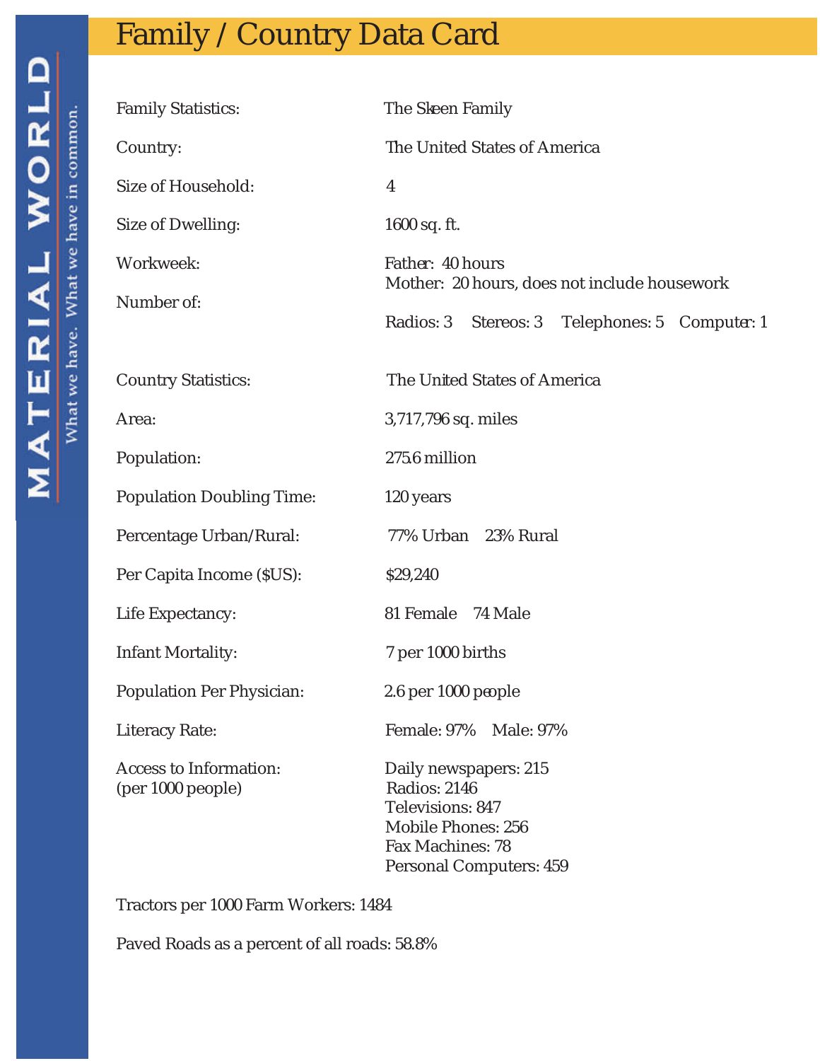MATERIAL WORLD

What we have. What we have in common.

# Family / Country Data Card

| | |
|---|---|
| Family Statistics: | The Skeen Family |
| Country: | The United States of America |
| Size of Household: | 4 |
| Size of Dwelling: | 1600 sq. ft. |
| Workweek: | Father: 40 hours<br>Mother: 20 hours, does not include housework |
| Number of: | Radios: 3 Stereos: 3 Telephones: 5 Computer: 1 |

| | |
|---|---|
| Country Statistics: | The United States of America |
| Area: | 3,717,796 sq. miles |
| Population: | 275.6 million |
| Population Doubling Time: | 120 years |
| Percentage Urban/Rural: | 77% Urban 23% Rural |
| Per Capita Income ($US): | $29,240 |
| Life Expectancy: | 81 Female 74 Male |
| Infant Mortality: | 7 per 1000 births |
| Population Per Physician: | 2.6 per 1000 people |
| Literacy Rate: | Female: 97% Male: 97% |
| Access to Information: (per 1000 people) | Daily newspapers: 215<br>Radios: 2146<br>Televisions: 847<br>Mobile Phones: 256<br>Fax Machines: 78<br>Personal Computers: 459 |

Tractors per 1000 Farm Workers: 1484

Paved Roads as a percent of all roads: 58.8%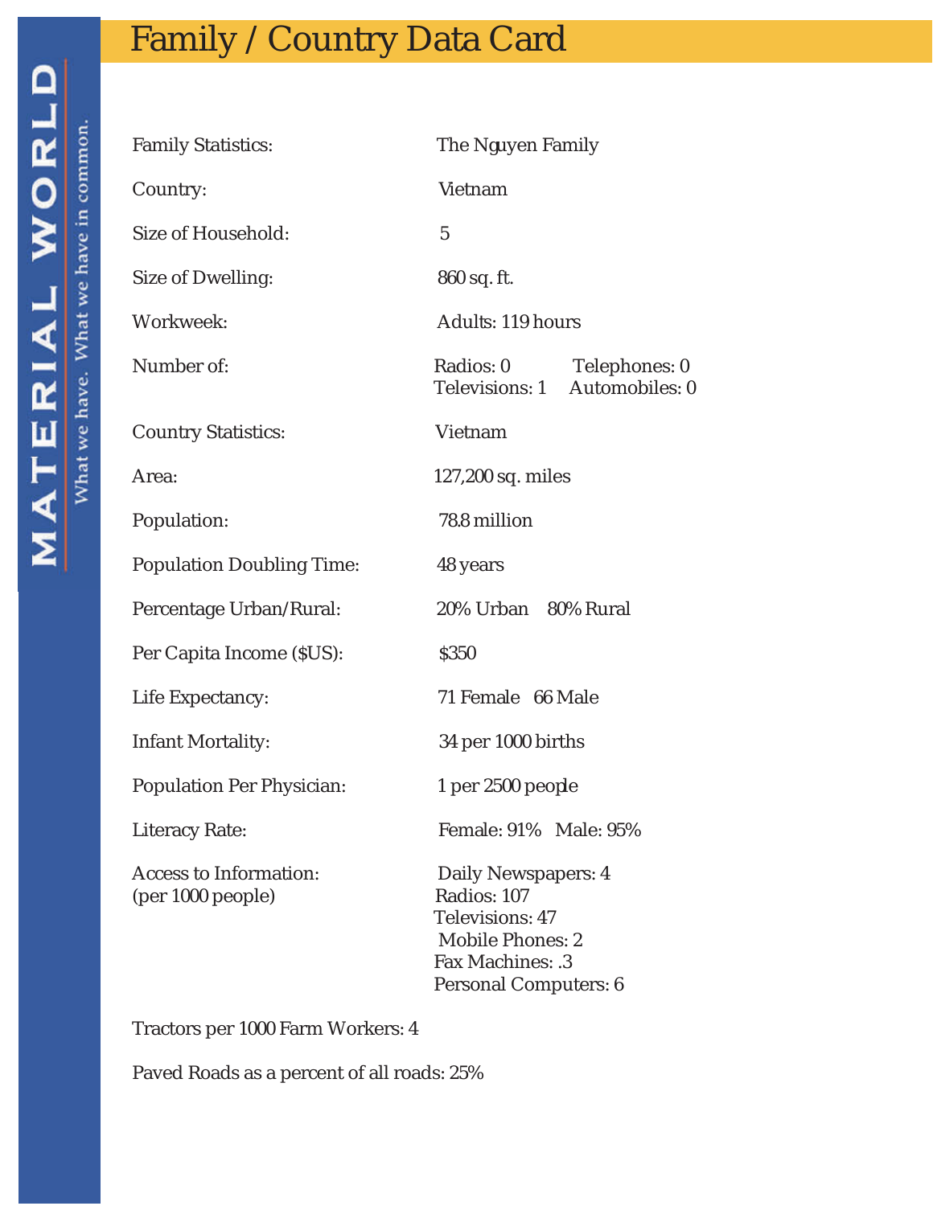# Family / Country Data Card

MATERIAL WORLD

What we have. What we have in common.

| | |
|---|---|
| Family Statistics: | The Nguyen Family |
| Country: | Vietnam |
| Size of Household: | 5 |
| Size of Dwelling: | 860 sq. ft. |
| Workweek: | Adults: 119 hours |
| Number of: | Radios: 0 Telephones: 0<br>Televisions: 1 Automobiles: 0 |
| Country Statistics: | Vietnam |
| Area: | 127,200 sq. miles |
| Population: | 78.8 million |
| Population Doubling Time: | 48 years |
| Percentage Urban/Rural: | 20% Urban 80% Rural |
| Per Capita Income ($US): | $350 |
| Life Expectancy: | 71 Female 66 Male |
| Infant Mortality: | 34 per 1000 births |
| Population Per Physician: | 1 per 2500 people |
| Literacy Rate: | Female: 91% Male: 95% |
| Access to Information:<br>(per 1000 people) | Daily Newspapers: 4<br>Radios: 107<br>Televisions: 47<br>Mobile Phones: 2<br>Fax Machines: .3<br>Personal Computers: 6 |

Tractors per 1000 Farm Workers: 4

Paved Roads as a percent of all roads: 25%